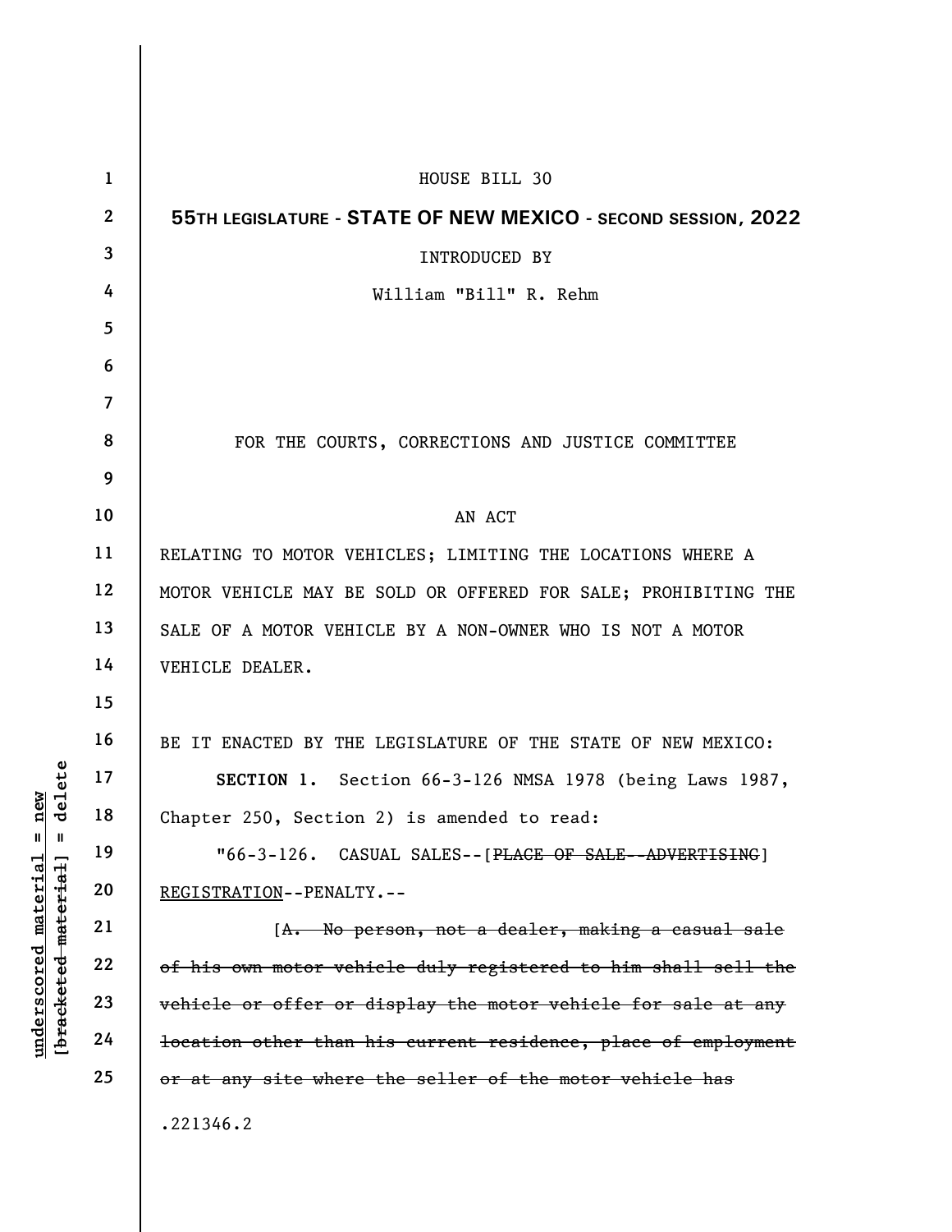HOUSE BILL 30

**55TH LEGISLATURE - STATE OF NEW MEXICO - SECOND SESSION, 2022**

INTRODUCED BY

William "Bill" R. Rehm

FOR THE COURTS, CORRECTIONS AND JUSTICE COMMITTEE

AN ACT

RELATING TO MOTOR VEHICLES; LIMITING THE LOCATIONS WHERE A MOTOR VEHICLE MAY BE SOLD OR OFFERED FOR SALE; PROHIBITING THE SALE OF A MOTOR VEHICLE BY A NON-OWNER WHO IS NOT A MOTOR VEHICLE DEALER.

BE IT ENACTED BY THE LEGISLATURE OF THE STATE OF NEW MEXICO:

**SECTION 1.** Section 66-3-126 NMSA 1978 (being Laws 1987, Chapter 250, Section 2) is amended to read:

"66-3-126. CASUAL SALES--[~~PLACE OF SALE--ADVERTISING~~] <u>REGISTRATION</u>--PENALTY.--

[~~A. No person, not a dealer, making a casual sale of his own motor vehicle duly registered to him shall sell the vehicle or offer or display the motor vehicle for sale at any location other than his current residence, place of employment or at any site where the seller of the motor vehicle has~~

.221346.2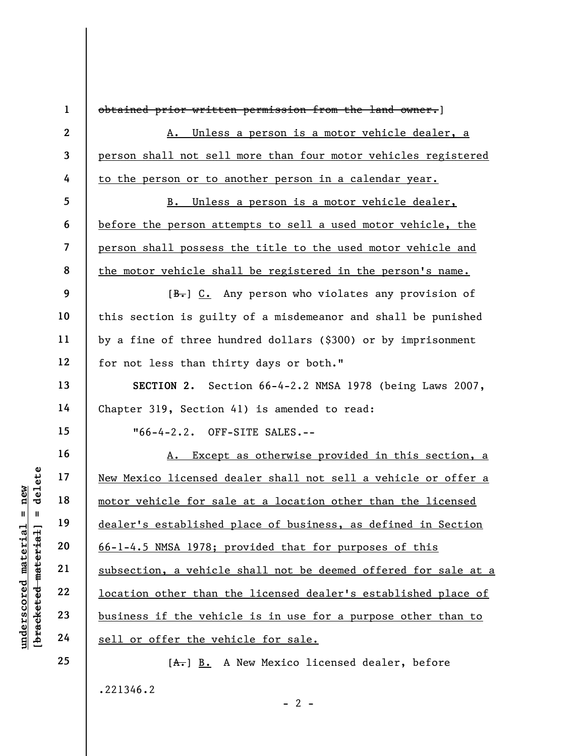~~obtained prior written permission from the land owner.~~]

A. Unless a person is a motor vehicle dealer, a person shall not sell more than four motor vehicles registered to the person or to another person in a calendar year.

B. Unless a person is a motor vehicle dealer, before the person attempts to sell a used motor vehicle, the person shall possess the title to the used motor vehicle and the motor vehicle shall be registered in the person's name.

[~~B.~~] C. Any person who violates any provision of this section is guilty of a misdemeanor and shall be punished by a fine of three hundred dollars ($300) or by imprisonment for not less than thirty days or both."

**SECTION 2.** Section 66-4-2.2 NMSA 1978 (being Laws 2007, Chapter 319, Section 41) is amended to read:

"66-4-2.2. OFF-SITE SALES.--

A. Except as otherwise provided in this section, a New Mexico licensed dealer shall not sell a vehicle or offer a motor vehicle for sale at a location other than the licensed dealer's established place of business, as defined in Section 66-1-4.5 NMSA 1978; provided that for purposes of this subsection, a vehicle shall not be deemed offered for sale at a location other than the licensed dealer's established place of business if the vehicle is in use for a purpose other than to sell or offer the vehicle for sale.

[~~A.~~] B. A New Mexico licensed dealer, before

.221346.2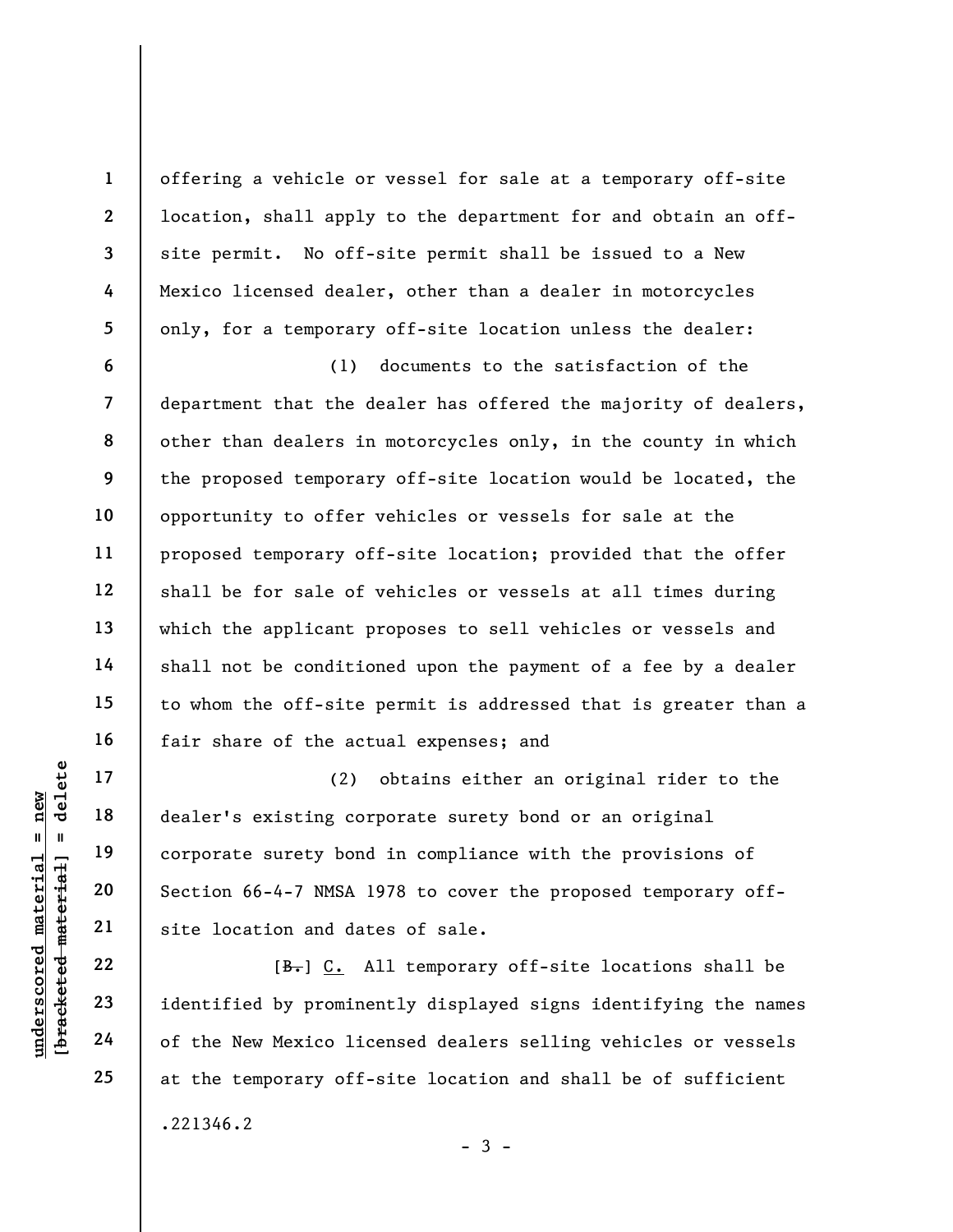offering a vehicle or vessel for sale at a temporary off-site location, shall apply to the department for and obtain an off-site permit. No off-site permit shall be issued to a New Mexico licensed dealer, other than a dealer in motorcycles only, for a temporary off-site location unless the dealer:

(1) documents to the satisfaction of the department that the dealer has offered the majority of dealers, other than dealers in motorcycles only, in the county in which the proposed temporary off-site location would be located, the opportunity to offer vehicles or vessels for sale at the proposed temporary off-site location; provided that the offer shall be for sale of vehicles or vessels at all times during which the applicant proposes to sell vehicles or vessels and shall not be conditioned upon the payment of a fee by a dealer to whom the off-site permit is addressed that is greater than a fair share of the actual expenses; and

(2) obtains either an original rider to the dealer's existing corporate surety bond or an original corporate surety bond in compliance with the provisions of Section 66-4-7 NMSA 1978 to cover the proposed temporary off-site location and dates of sale.

[~~B.~~] <u>C.</u> All temporary off-site locations shall be identified by prominently displayed signs identifying the names of the New Mexico licensed dealers selling vehicles or vessels at the temporary off-site location and shall be of sufficient

.221346.2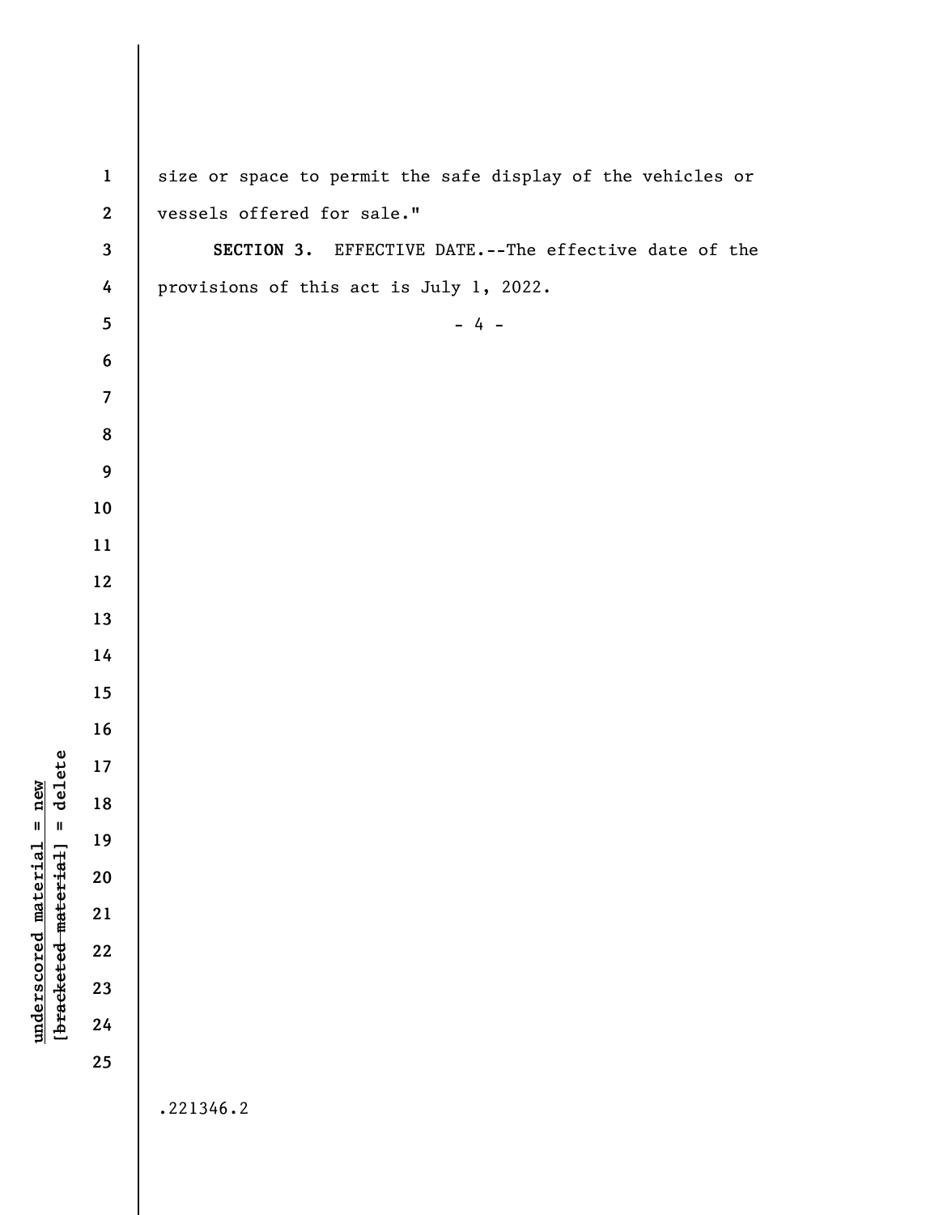size or space to permit the safe display of the vehicles or vessels offered for sale."

**SECTION 3.** EFFECTIVE DATE.--The effective date of the provisions of this act is July 1, 2022.

.221346.2